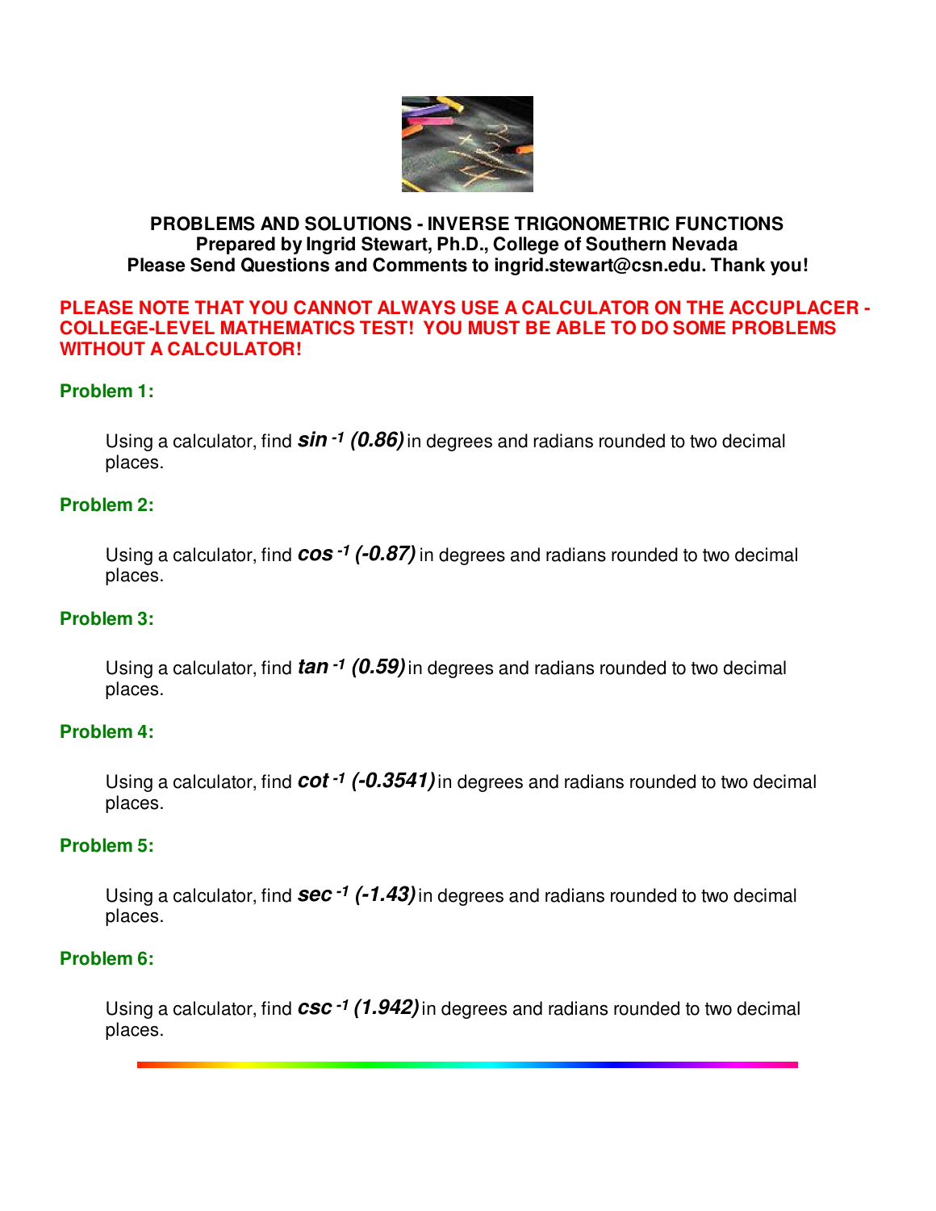**PROBLEMS AND SOLUTIONS - INVERSE TRIGONOMETRIC FUNCTIONS**
**Prepared by Ingrid Stewart, Ph.D., College of Southern Nevada**
**Please Send Questions and Comments to ingrid.stewart@csn.edu. Thank you!**

**PLEASE NOTE THAT YOU CANNOT ALWAYS USE A CALCULATOR ON THE ACCUPLACER - COLLEGE-LEVEL MATHEMATICS TEST! YOU MUST BE ABLE TO DO SOME PROBLEMS WITHOUT A CALCULATOR!**

**Problem 1:**

Using a calculator, find $\sin^{-1}(0.86)$ in degrees and radians rounded to two decimal places.

**Problem 2:**

Using a calculator, find $\cos^{-1}(-0.87)$ in degrees and radians rounded to two decimal places.

**Problem 3:**

Using a calculator, find $\tan^{-1}(0.59)$ in degrees and radians rounded to two decimal places.

**Problem 4:**

Using a calculator, find $\cot^{-1}(-0.3541)$ in degrees and radians rounded to two decimal places.

**Problem 5:**

Using a calculator, find $\sec^{-1}(-1.43)$ in degrees and radians rounded to two decimal places.

**Problem 6:**

Using a calculator, find $\csc^{-1}(1.942)$ in degrees and radians rounded to two decimal places.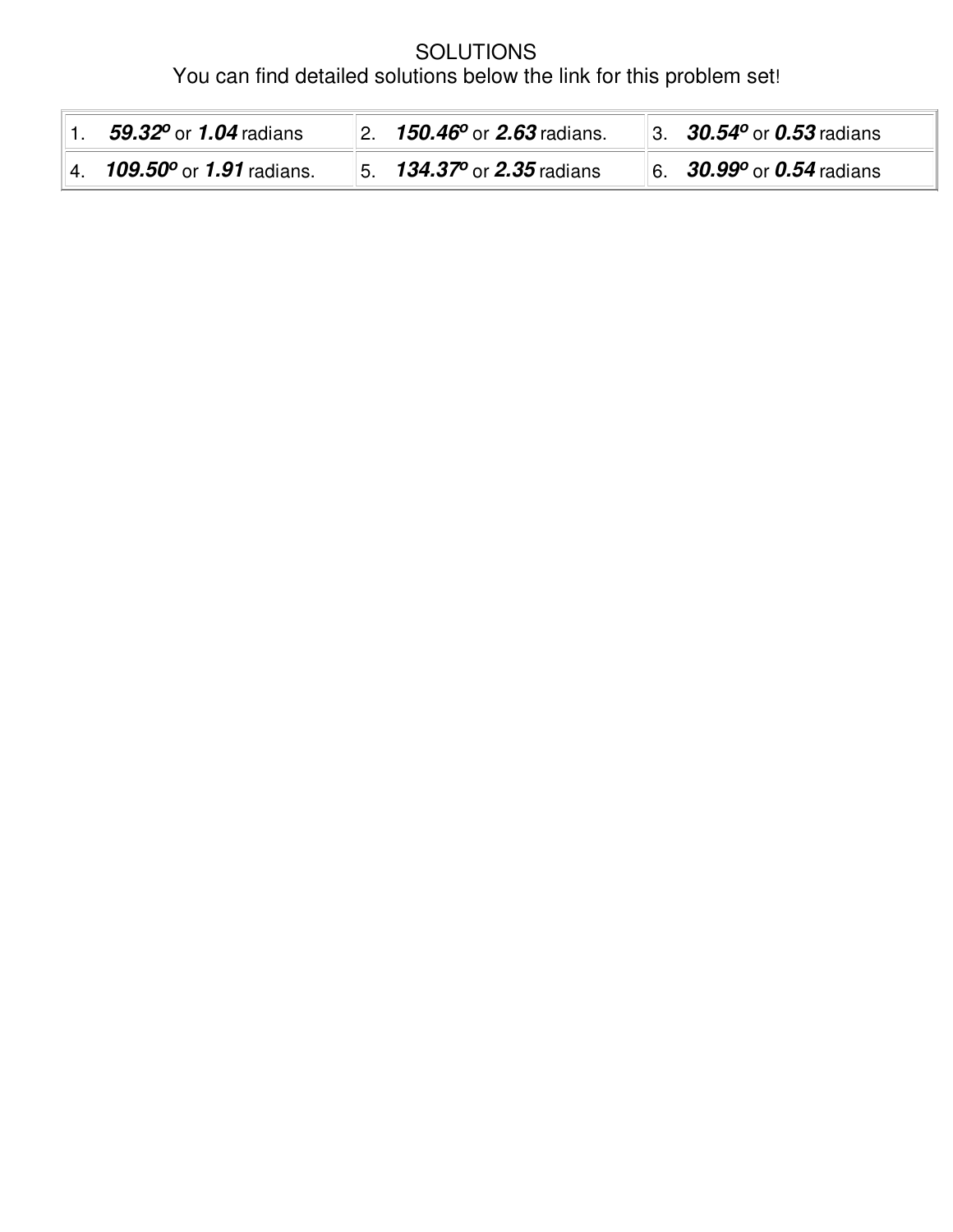SOLUTIONS

You can find detailed solutions below the link for this problem set!

| | | |
|---|---|---|
| 1. ***59.32$^o$*** or ***1.04*** radians | 2. ***150.46$^o$*** or ***2.63*** radians. | 3. ***30.54$^o$*** or ***0.53*** radians |
| 4. ***109.50$^o$*** or ***1.91*** radians. | 5. ***134.37$^o$*** or ***2.35*** radians | 6. ***30.99$^o$*** or ***0.54*** radians |